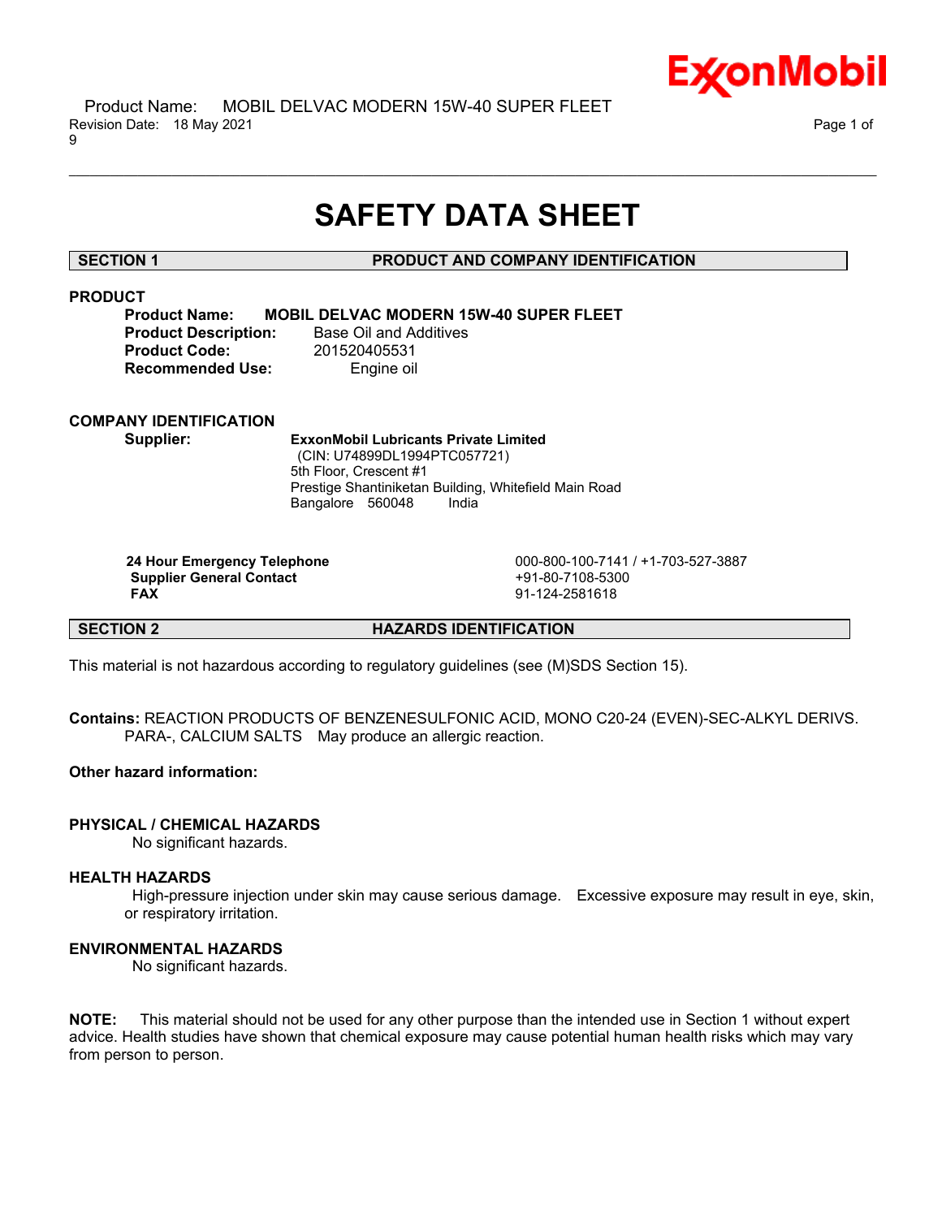# SAFETY DATA SHEET

## SECTION 1 PRODUCT AND COMPANY IDENTIFICATION

### PRODUCT

**Product Name:** **MOBIL DELVAC MODERN 15W-40 SUPER FLEET**
**Product Description:** Base Oil and Additives
**Product Code:** 201520405531
**Recommended Use:** Engine oil

### COMPANY IDENTIFICATION

**Supplier:** **ExxonMobil Lubricants Private Limited**
(CIN: U74899DL1994PTC057721)
5th Floor, Crescent #1
Prestige Shantiniketan Building, Whitefield Main Road
Bangalore 560048 India

| | |
|---|---|
| **24 Hour Emergency Telephone** | 000-800-100-7141 / +1-703-527-3887 |
| **Supplier General Contact** | +91-80-7108-5300 |
| **FAX** | 91-124-2581618 |

## SECTION 2 HAZARDS IDENTIFICATION

This material is not hazardous according to regulatory guidelines (see (M)SDS Section 15).

**Contains:** REACTION PRODUCTS OF BENZENESULFONIC ACID, MONO C20-24 (EVEN)-SEC-ALKYL DERIVS. PARA-, CALCIUM SALTS May produce an allergic reaction.

**Other hazard information:**

### PHYSICAL / CHEMICAL HAZARDS

No significant hazards.

### HEALTH HAZARDS

High-pressure injection under skin may cause serious damage. Excessive exposure may result in eye, skin, or respiratory irritation.

### ENVIRONMENTAL HAZARDS

No significant hazards.

**NOTE:** This material should not be used for any other purpose than the intended use in Section 1 without expert advice. Health studies have shown that chemical exposure may cause potential human health risks which may vary from person to person.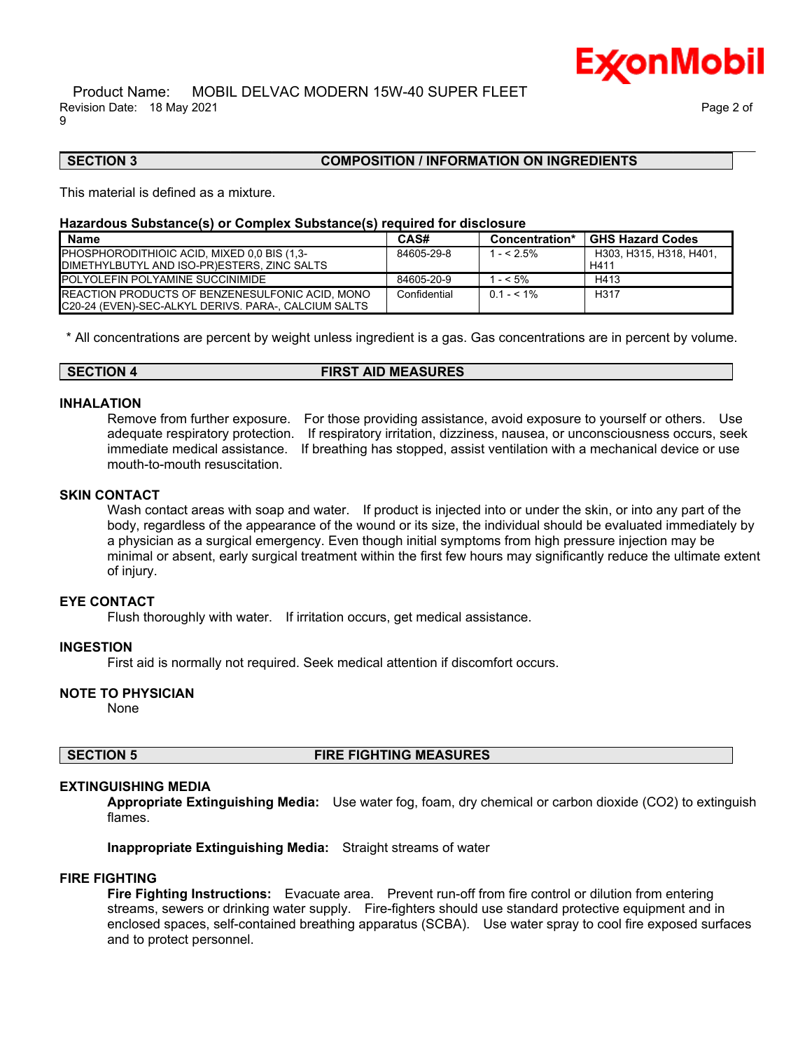## SECTION 3 COMPOSITION / INFORMATION ON INGREDIENTS

This material is defined as a mixture.

**Hazardous Substance(s) or Complex Substance(s) required for disclosure**

| Name | CAS# | Concentration* | GHS Hazard Codes |
|---|---|---|---|
| PHOSPHORODITHIOIC ACID, MIXED 0,0 BIS (1,3-DIMETHYLBUTYL AND ISO-PR)ESTERS, ZINC SALTS | 84605-29-8 | 1 - < 2.5% | H303, H315, H318, H401, H411 |
| POLYOLEFIN POLYAMINE SUCCINIMIDE | 84605-20-9 | 1 - < 5% | H413 |
| REACTION PRODUCTS OF BENZENESULFONIC ACID, MONO C20-24 (EVEN)-SEC-ALKYL DERIVS. PARA-, CALCIUM SALTS | Confidential | 0.1 - < 1% | H317 |

\* All concentrations are percent by weight unless ingredient is a gas. Gas concentrations are in percent by volume.

## SECTION 4 FIRST AID MEASURES

### INHALATION

Remove from further exposure. For those providing assistance, avoid exposure to yourself or others. Use adequate respiratory protection. If respiratory irritation, dizziness, nausea, or unconsciousness occurs, seek immediate medical assistance. If breathing has stopped, assist ventilation with a mechanical device or use mouth-to-mouth resuscitation.

### SKIN CONTACT

Wash contact areas with soap and water. If product is injected into or under the skin, or into any part of the body, regardless of the appearance of the wound or its size, the individual should be evaluated immediately by a physician as a surgical emergency. Even though initial symptoms from high pressure injection may be minimal or absent, early surgical treatment within the first few hours may significantly reduce the ultimate extent of injury.

### EYE CONTACT

Flush thoroughly with water. If irritation occurs, get medical assistance.

### INGESTION

First aid is normally not required. Seek medical attention if discomfort occurs.

### NOTE TO PHYSICIAN

None

## SECTION 5 FIRE FIGHTING MEASURES

### EXTINGUISHING MEDIA

**Appropriate Extinguishing Media:** Use water fog, foam, dry chemical or carbon dioxide ($CO_2$) to extinguish flames.

**Inappropriate Extinguishing Media:** Straight streams of water

### FIRE FIGHTING

**Fire Fighting Instructions:** Evacuate area. Prevent run-off from fire control or dilution from entering streams, sewers or drinking water supply. Fire-fighters should use standard protective equipment and in enclosed spaces, self-contained breathing apparatus (SCBA). Use water spray to cool fire exposed surfaces and to protect personnel.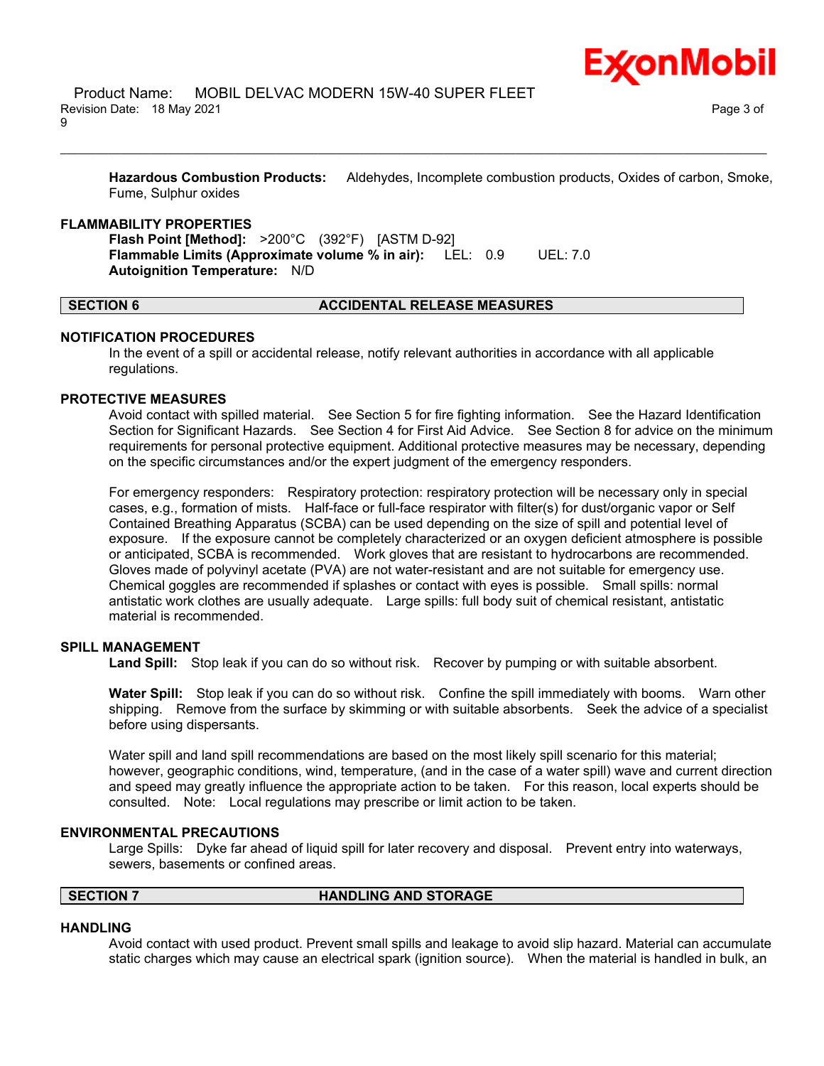**Hazardous Combustion Products:** Aldehydes, Incomplete combustion products, Oxides of carbon, Smoke, Fume, Sulphur oxides

### FLAMMABILITY PROPERTIES

**Flash Point [Method]:** >200°C (392°F) [ASTM D-92]
**Flammable Limits (Approximate volume % in air):** LEL: 0.9 UEL: 7.0
**Autoignition Temperature:** N/D

## SECTION 6 ACCIDENTAL RELEASE MEASURES

### NOTIFICATION PROCEDURES

In the event of a spill or accidental release, notify relevant authorities in accordance with all applicable regulations.

### PROTECTIVE MEASURES

Avoid contact with spilled material. See Section 5 for fire fighting information. See the Hazard Identification Section for Significant Hazards. See Section 4 for First Aid Advice. See Section 8 for advice on the minimum requirements for personal protective equipment. Additional protective measures may be necessary, depending on the specific circumstances and/or the expert judgment of the emergency responders.

For emergency responders: Respiratory protection: respiratory protection will be necessary only in special cases, e.g., formation of mists. Half-face or full-face respirator with filter(s) for dust/organic vapor or Self Contained Breathing Apparatus (SCBA) can be used depending on the size of spill and potential level of exposure. If the exposure cannot be completely characterized or an oxygen deficient atmosphere is possible or anticipated, SCBA is recommended. Work gloves that are resistant to hydrocarbons are recommended. Gloves made of polyvinyl acetate (PVA) are not water-resistant and are not suitable for emergency use. Chemical goggles are recommended if splashes or contact with eyes is possible. Small spills: normal antistatic work clothes are usually adequate. Large spills: full body suit of chemical resistant, antistatic material is recommended.

### SPILL MANAGEMENT

**Land Spill:** Stop leak if you can do so without risk. Recover by pumping or with suitable absorbent.

**Water Spill:** Stop leak if you can do so without risk. Confine the spill immediately with booms. Warn other shipping. Remove from the surface by skimming or with suitable absorbents. Seek the advice of a specialist before using dispersants.

Water spill and land spill recommendations are based on the most likely spill scenario for this material; however, geographic conditions, wind, temperature, (and in the case of a water spill) wave and current direction and speed may greatly influence the appropriate action to be taken. For this reason, local experts should be consulted. Note: Local regulations may prescribe or limit action to be taken.

### ENVIRONMENTAL PRECAUTIONS

Large Spills: Dyke far ahead of liquid spill for later recovery and disposal. Prevent entry into waterways, sewers, basements or confined areas.

## SECTION 7 HANDLING AND STORAGE

### HANDLING

Avoid contact with used product. Prevent small spills and leakage to avoid slip hazard. Material can accumulate static charges which may cause an electrical spark (ignition source). When the material is handled in bulk, an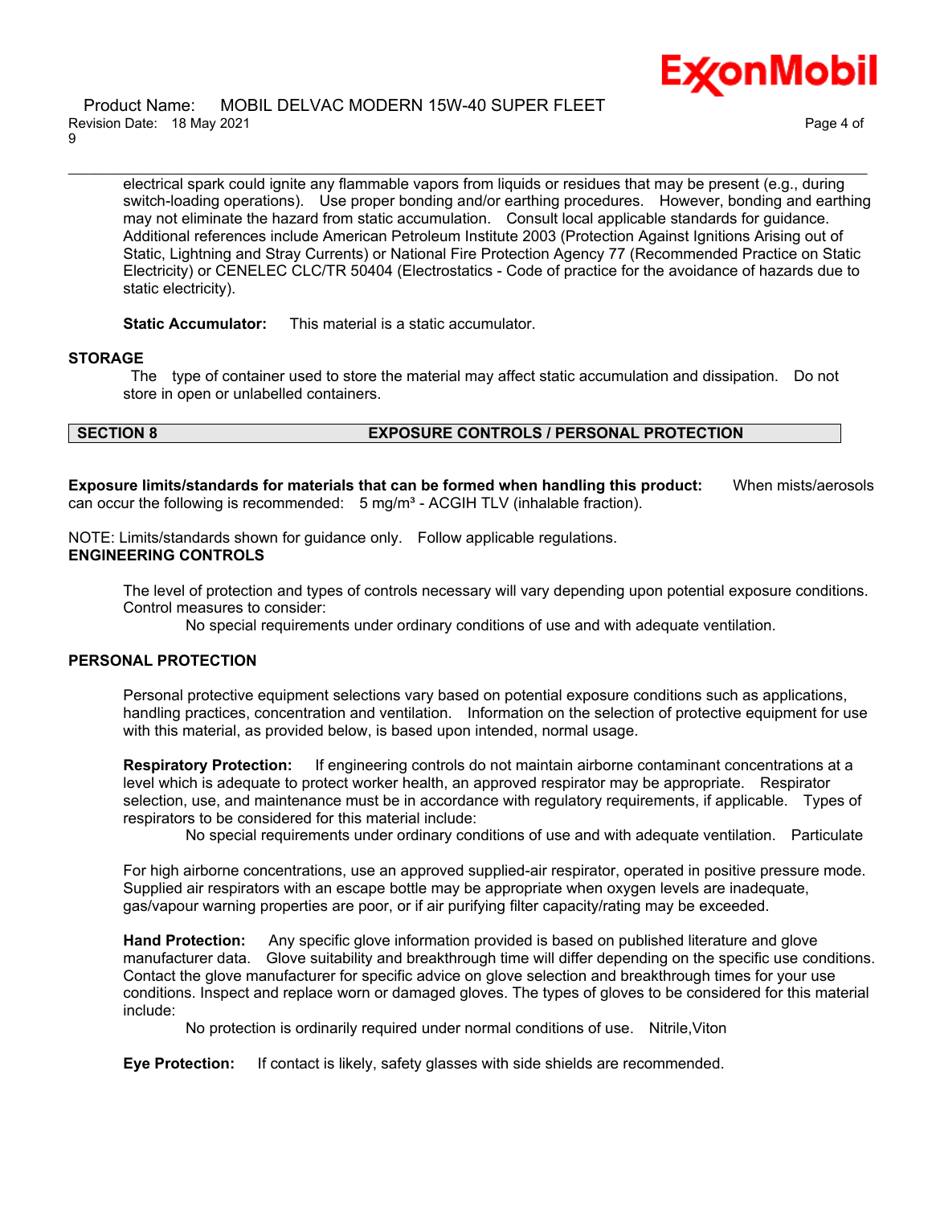electrical spark could ignite any flammable vapors from liquids or residues that may be present (e.g., during switch-loading operations). Use proper bonding and/or earthing procedures. However, bonding and earthing may not eliminate the hazard from static accumulation. Consult local applicable standards for guidance. Additional references include American Petroleum Institute 2003 (Protection Against Ignitions Arising out of Static, Lightning and Stray Currents) or National Fire Protection Agency 77 (Recommended Practice on Static Electricity) or CENELEC CLC/TR 50404 (Electrostatics - Code of practice for the avoidance of hazards due to static electricity).

**Static Accumulator:** This material is a static accumulator.

### STORAGE

The type of container used to store the material may affect static accumulation and dissipation. Do not store in open or unlabelled containers.

## SECTION 8 EXPOSURE CONTROLS / PERSONAL PROTECTION

**Exposure limits/standards for materials that can be formed when handling this product:** When mists/aerosols can occur the following is recommended: 5 mg/m³ - ACGIH TLV (inhalable fraction).

NOTE: Limits/standards shown for guidance only. Follow applicable regulations.

### ENGINEERING CONTROLS

The level of protection and types of controls necessary will vary depending upon potential exposure conditions. Control measures to consider:

No special requirements under ordinary conditions of use and with adequate ventilation.

### PERSONAL PROTECTION

Personal protective equipment selections vary based on potential exposure conditions such as applications, handling practices, concentration and ventilation. Information on the selection of protective equipment for use with this material, as provided below, is based upon intended, normal usage.

**Respiratory Protection:** If engineering controls do not maintain airborne contaminant concentrations at a level which is adequate to protect worker health, an approved respirator may be appropriate. Respirator selection, use, and maintenance must be in accordance with regulatory requirements, if applicable. Types of respirators to be considered for this material include:

No special requirements under ordinary conditions of use and with adequate ventilation. Particulate

For high airborne concentrations, use an approved supplied-air respirator, operated in positive pressure mode. Supplied air respirators with an escape bottle may be appropriate when oxygen levels are inadequate, gas/vapour warning properties are poor, or if air purifying filter capacity/rating may be exceeded.

**Hand Protection:** Any specific glove information provided is based on published literature and glove manufacturer data. Glove suitability and breakthrough time will differ depending on the specific use conditions. Contact the glove manufacturer for specific advice on glove selection and breakthrough times for your use conditions. Inspect and replace worn or damaged gloves. The types of gloves to be considered for this material include:

No protection is ordinarily required under normal conditions of use. Nitrile,Viton

**Eye Protection:** If contact is likely, safety glasses with side shields are recommended.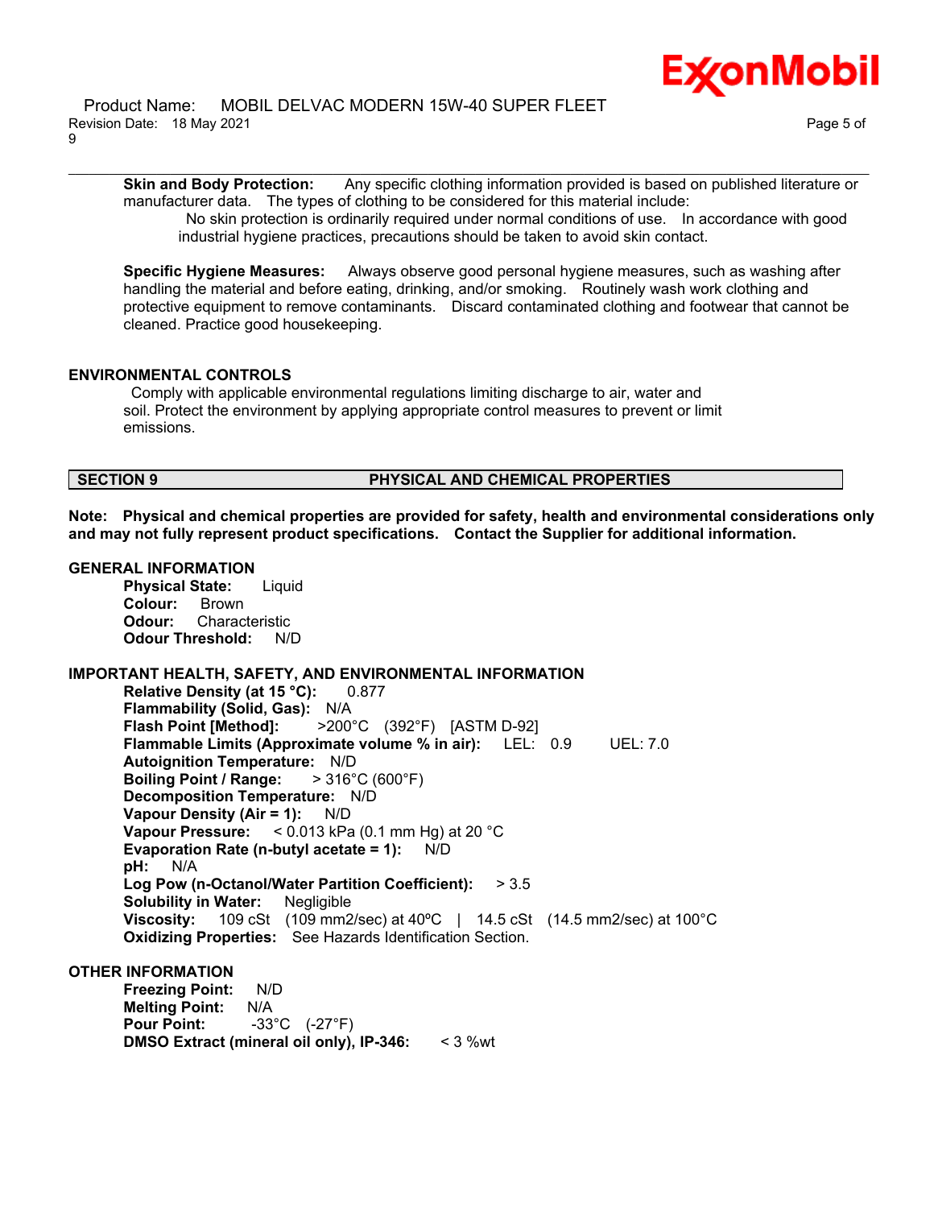**Skin and Body Protection:** Any specific clothing information provided is based on published literature or manufacturer data. The types of clothing to be considered for this material include:

No skin protection is ordinarily required under normal conditions of use. In accordance with good industrial hygiene practices, precautions should be taken to avoid skin contact.

**Specific Hygiene Measures:** Always observe good personal hygiene measures, such as washing after handling the material and before eating, drinking, and/or smoking. Routinely wash work clothing and protective equipment to remove contaminants. Discard contaminated clothing and footwear that cannot be cleaned. Practice good housekeeping.

### ENVIRONMENTAL CONTROLS

Comply with applicable environmental regulations limiting discharge to air, water and soil. Protect the environment by applying appropriate control measures to prevent or limit emissions.

## SECTION 9 PHYSICAL AND CHEMICAL PROPERTIES

**Note: Physical and chemical properties are provided for safety, health and environmental considerations only and may not fully represent product specifications. Contact the Supplier for additional information.**

### GENERAL INFORMATION

**Physical State:** Liquid
**Colour:** Brown
**Odour:** Characteristic
**Odour Threshold:** N/D

### IMPORTANT HEALTH, SAFETY, AND ENVIRONMENTAL INFORMATION

**Relative Density (at 15 °C):** 0.877
**Flammability (Solid, Gas):** N/A
**Flash Point [Method]:** >200°C (392°F) [ASTM D-92]
**Flammable Limits (Approximate volume % in air):** LEL: 0.9 UEL: 7.0
**Autoignition Temperature:** N/D
**Boiling Point / Range:** > 316°C (600°F)
**Decomposition Temperature:** N/D
**Vapour Density (Air = 1):** N/D
**Vapour Pressure:** < 0.013 kPa (0.1 mm Hg) at 20 °C
**Evaporation Rate (n-butyl acetate = 1):** N/D
**pH:** N/A
**Log Pow (n-Octanol/Water Partition Coefficient):** > 3.5
**Solubility in Water:** Negligible
**Viscosity:** 109 cSt (109 mm2/sec) at 40ºC | 14.5 cSt (14.5 mm2/sec) at 100°C
**Oxidizing Properties:** See Hazards Identification Section.

### OTHER INFORMATION

**Freezing Point:** N/D
**Melting Point:** N/A
**Pour Point:** -33°C (-27°F)
**DMSO Extract (mineral oil only), IP-346:** < 3 %wt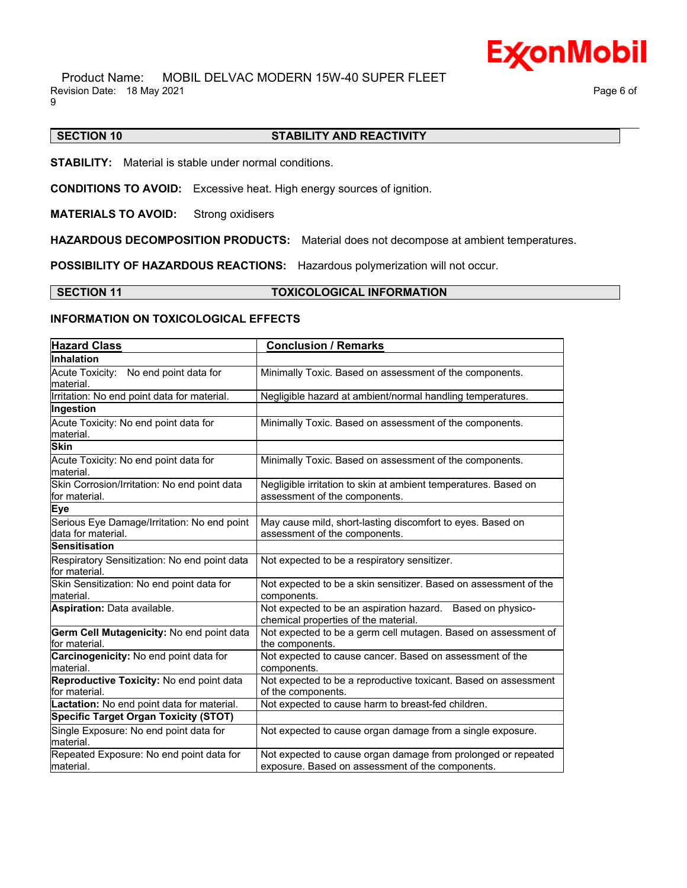## SECTION 10 STABILITY AND REACTIVITY

**STABILITY:** Material is stable under normal conditions.

**CONDITIONS TO AVOID:** Excessive heat. High energy sources of ignition.

**MATERIALS TO AVOID:** Strong oxidisers

**HAZARDOUS DECOMPOSITION PRODUCTS:** Material does not decompose at ambient temperatures.

**POSSIBILITY OF HAZARDOUS REACTIONS:** Hazardous polymerization will not occur.

## SECTION 11 TOXICOLOGICAL INFORMATION

### INFORMATION ON TOXICOLOGICAL EFFECTS

| Hazard Class | Conclusion / Remarks |
|---|---|
| **Inhalation** | |
| Acute Toxicity: No end point data for material. | Minimally Toxic. Based on assessment of the components. |
| Irritation: No end point data for material. | Negligible hazard at ambient/normal handling temperatures. |
| **Ingestion** | |
| Acute Toxicity: No end point data for material. | Minimally Toxic. Based on assessment of the components. |
| **Skin** | |
| Acute Toxicity: No end point data for material. | Minimally Toxic. Based on assessment of the components. |
| Skin Corrosion/Irritation: No end point data for material. | Negligible irritation to skin at ambient temperatures. Based on assessment of the components. |
| **Eye** | |
| Serious Eye Damage/Irritation: No end point data for material. | May cause mild, short-lasting discomfort to eyes. Based on assessment of the components. |
| **Sensitisation** | |
| Respiratory Sensitization: No end point data for material. | Not expected to be a respiratory sensitizer. |
| Skin Sensitization: No end point data for material. | Not expected to be a skin sensitizer. Based on assessment of the components. |
| **Aspiration:** Data available. | Not expected to be an aspiration hazard. Based on physico-chemical properties of the material. |
| **Germ Cell Mutagenicity:** No end point data for material. | Not expected to be a germ cell mutagen. Based on assessment of the components. |
| **Carcinogenicity:** No end point data for material. | Not expected to cause cancer. Based on assessment of the components. |
| **Reproductive Toxicity:** No end point data for material. | Not expected to be a reproductive toxicant. Based on assessment of the components. |
| **Lactation:** No end point data for material. | Not expected to cause harm to breast-fed children. |
| **Specific Target Organ Toxicity (STOT)** | |
| Single Exposure: No end point data for material. | Not expected to cause organ damage from a single exposure. |
| Repeated Exposure: No end point data for material. | Not expected to cause organ damage from prolonged or repeated exposure. Based on assessment of the components. |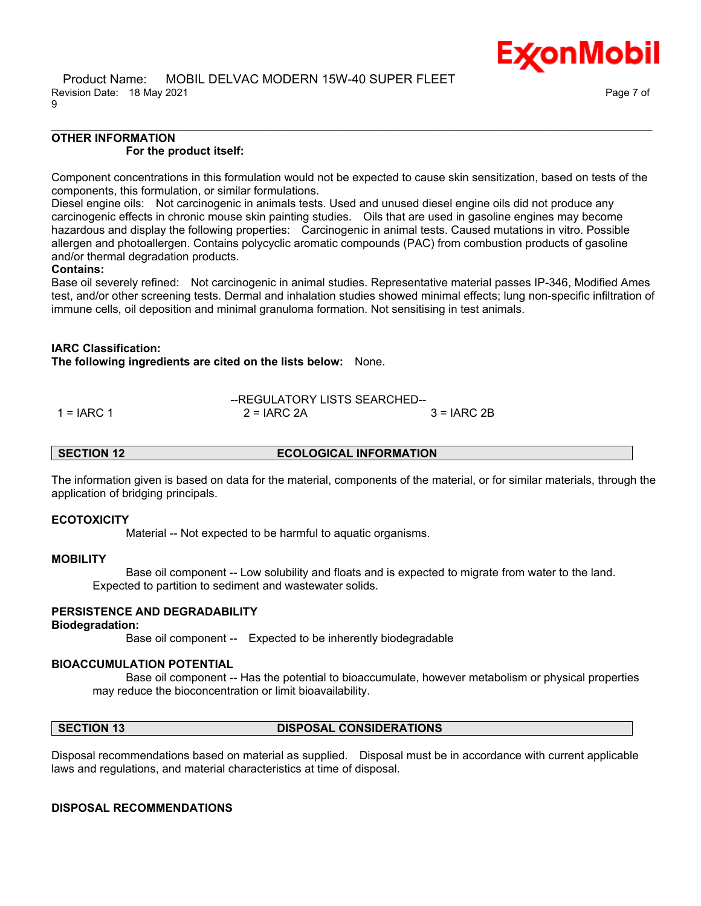## OTHER INFORMATION

**For the product itself:**

Component concentrations in this formulation would not be expected to cause skin sensitization, based on tests of the components, this formulation, or similar formulations.
Diesel engine oils: Not carcinogenic in animals tests. Used and unused diesel engine oils did not produce any carcinogenic effects in chronic mouse skin painting studies. Oils that are used in gasoline engines may become hazardous and display the following properties: Carcinogenic in animal tests. Caused mutations in vitro. Possible allergen and photoallergen. Contains polycyclic aromatic compounds (PAC) from combustion products of gasoline and/or thermal degradation products.

**Contains:**

Base oil severely refined: Not carcinogenic in animal studies. Representative material passes IP-346, Modified Ames test, and/or other screening tests. Dermal and inhalation studies showed minimal effects; lung non-specific infiltration of immune cells, oil deposition and minimal granuloma formation. Not sensitising in test animals.

**IARC Classification:**

**The following ingredients are cited on the lists below:** None.

--REGULATORY LISTS SEARCHED--

1 = IARC 1 2 = IARC 2A 3 = IARC 2B

## SECTION 12 ECOLOGICAL INFORMATION

The information given is based on data for the material, components of the material, or for similar materials, through the application of bridging principals.

### ECOTOXICITY

Material -- Not expected to be harmful to aquatic organisms.

### MOBILITY

Base oil component -- Low solubility and floats and is expected to migrate from water to the land. Expected to partition to sediment and wastewater solids.

### PERSISTENCE AND DEGRADABILITY

**Biodegradation:**

Base oil component -- Expected to be inherently biodegradable

### BIOACCUMULATION POTENTIAL

Base oil component -- Has the potential to bioaccumulate, however metabolism or physical properties may reduce the bioconcentration or limit bioavailability.

## SECTION 13 DISPOSAL CONSIDERATIONS

Disposal recommendations based on material as supplied. Disposal must be in accordance with current applicable laws and regulations, and material characteristics at time of disposal.

### DISPOSAL RECOMMENDATIONS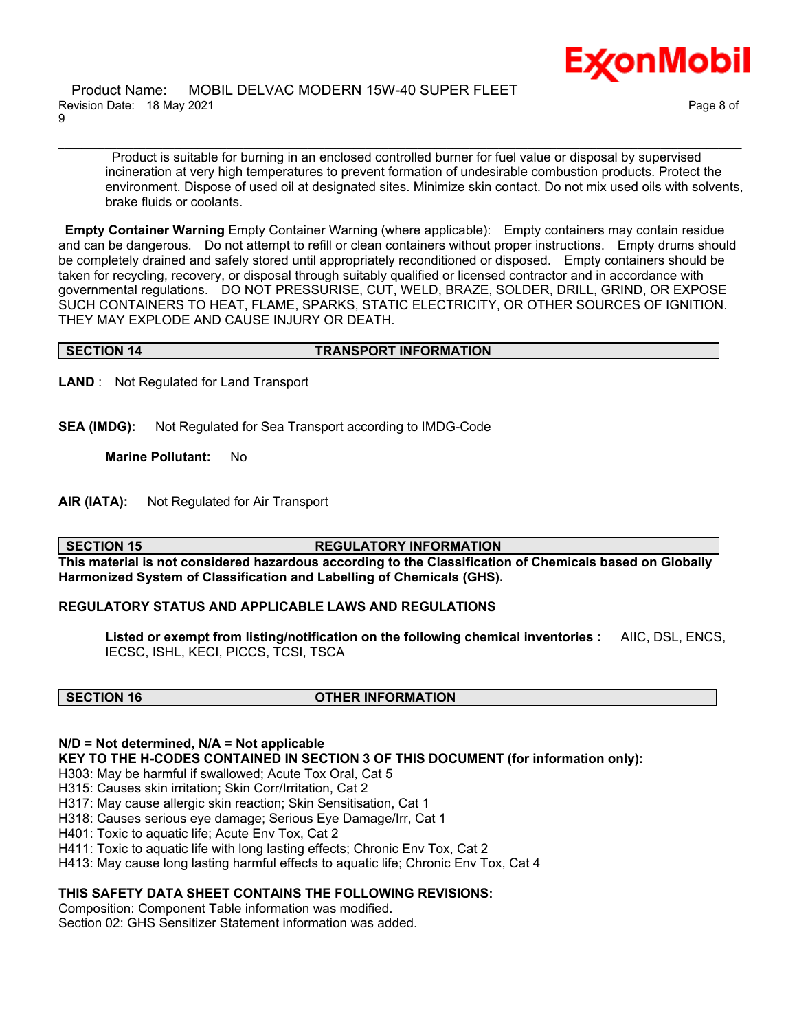Product is suitable for burning in an enclosed controlled burner for fuel value or disposal by supervised incineration at very high temperatures to prevent formation of undesirable combustion products. Protect the environment. Dispose of used oil at designated sites. Minimize skin contact. Do not mix used oils with solvents, brake fluids or coolants.

**Empty Container Warning** Empty Container Warning (where applicable): Empty containers may contain residue and can be dangerous. Do not attempt to refill or clean containers without proper instructions. Empty drums should be completely drained and safely stored until appropriately reconditioned or disposed. Empty containers should be taken for recycling, recovery, or disposal through suitably qualified or licensed contractor and in accordance with governmental regulations. DO NOT PRESSURISE, CUT, WELD, BRAZE, SOLDER, DRILL, GRIND, OR EXPOSE SUCH CONTAINERS TO HEAT, FLAME, SPARKS, STATIC ELECTRICITY, OR OTHER SOURCES OF IGNITION. THEY MAY EXPLODE AND CAUSE INJURY OR DEATH.

## SECTION 14 TRANSPORT INFORMATION

**LAND** : Not Regulated for Land Transport

**SEA (IMDG):** Not Regulated for Sea Transport according to IMDG-Code

**Marine Pollutant:** No

**AIR (IATA):** Not Regulated for Air Transport

## SECTION 15 REGULATORY INFORMATION

**This material is not considered hazardous according to the Classification of Chemicals based on Globally Harmonized System of Classification and Labelling of Chemicals (GHS).**

**REGULATORY STATUS AND APPLICABLE LAWS AND REGULATIONS**

**Listed or exempt from listing/notification on the following chemical inventories :** AIIC, DSL, ENCS, IECSC, ISHL, KECI, PICCS, TCSI, TSCA

## SECTION 16 OTHER INFORMATION

**N/D = Not determined, N/A = Not applicable**

**KEY TO THE H-CODES CONTAINED IN SECTION 3 OF THIS DOCUMENT (for information only):**

H303: May be harmful if swallowed; Acute Tox Oral, Cat 5
H315: Causes skin irritation; Skin Corr/Irritation, Cat 2
H317: May cause allergic skin reaction; Skin Sensitisation, Cat 1
H318: Causes serious eye damage; Serious Eye Damage/Irr, Cat 1
H401: Toxic to aquatic life; Acute Env Tox, Cat 2
H411: Toxic to aquatic life with long lasting effects; Chronic Env Tox, Cat 2
H413: May cause long lasting harmful effects to aquatic life; Chronic Env Tox, Cat 4

**THIS SAFETY DATA SHEET CONTAINS THE FOLLOWING REVISIONS:**

Composition: Component Table information was modified.
Section 02: GHS Sensitizer Statement information was added.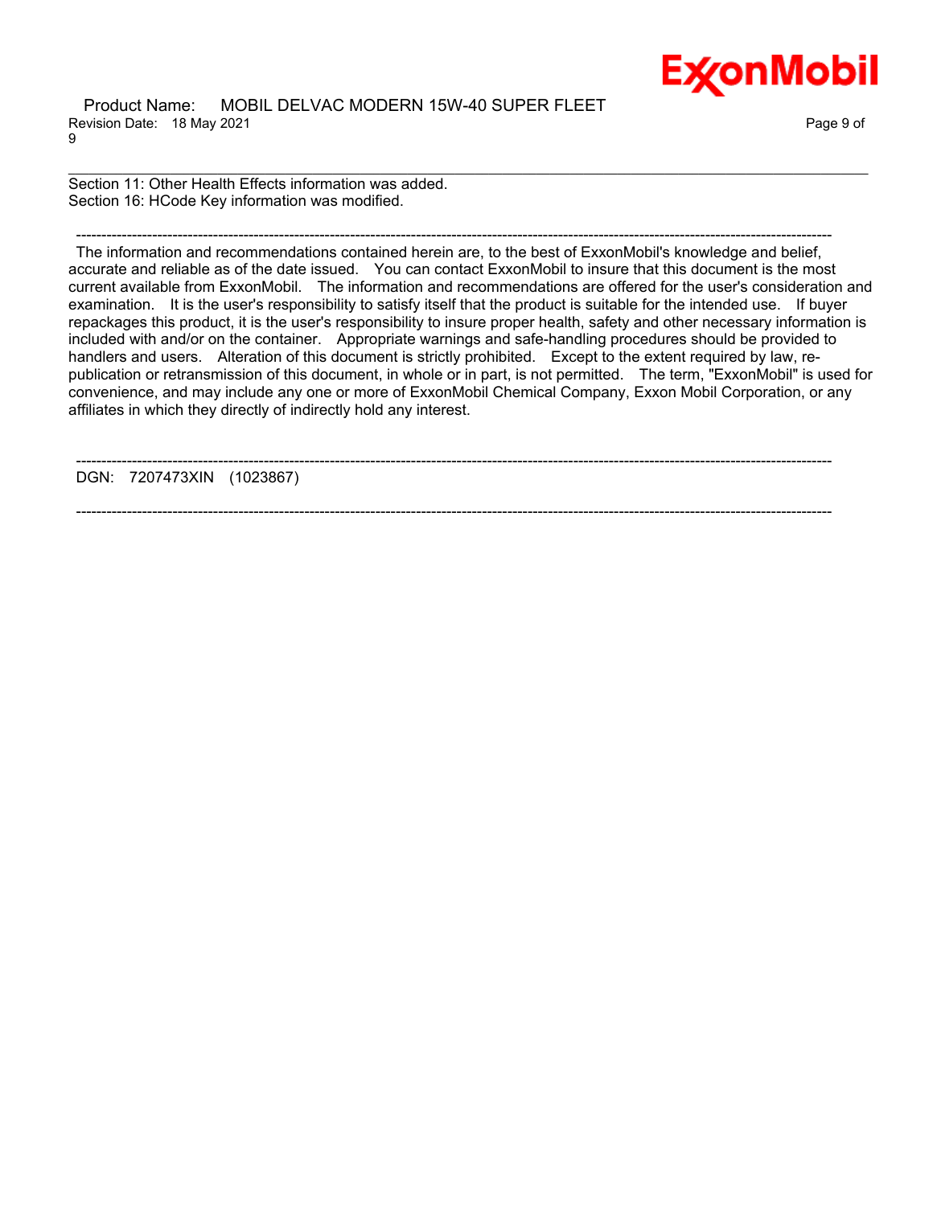Section 11: Other Health Effects information was added.
Section 16: HCode Key information was modified.

-----------------------------------------------------------------------------------------------------------------------------------------------

The information and recommendations contained herein are, to the best of ExxonMobil's knowledge and belief, accurate and reliable as of the date issued. You can contact ExxonMobil to insure that this document is the most current available from ExxonMobil. The information and recommendations are offered for the user's consideration and examination. It is the user's responsibility to satisfy itself that the product is suitable for the intended use. If buyer repackages this product, it is the user's responsibility to insure proper health, safety and other necessary information is included with and/or on the container. Appropriate warnings and safe-handling procedures should be provided to handlers and users. Alteration of this document is strictly prohibited. Except to the extent required by law, re-publication or retransmission of this document, in whole or in part, is not permitted. The term, "ExxonMobil" is used for convenience, and may include any one or more of ExxonMobil Chemical Company, Exxon Mobil Corporation, or any affiliates in which they directly of indirectly hold any interest.

-----------------------------------------------------------------------------------------------------------------------------------------------

DGN: 7207473XIN (1023867)

-----------------------------------------------------------------------------------------------------------------------------------------------